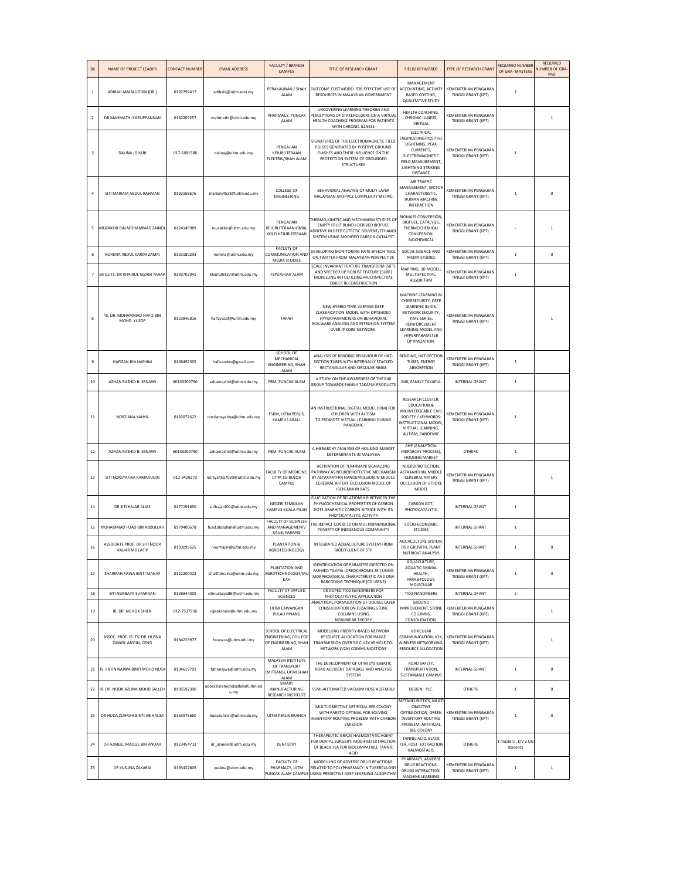| BIL | NAME OF PROJECT LEADER | CONTACT NUMBER | EMAIL ADDRESS | FACULTY / BRANCH CAMPUS | TITLE OF RESEARCH GRANT | FIELD/ KEYWORDS | TYPE OF RESEARCH GRANT | REQUIRED NUMBER OF GRA- MASTERS | REQUIRED NUMBER OF GRA- PhD |
|---|---|---|---|---|---|---|---|---|---|
| 1 | ADIBAH JAMALUDDIN (DR.) | 0192792417 | adibahj@uitm.edu.my | PERAKAUNAN / SHAH ALAM | OUTCOME COST MODEL FOR EFFECTIVE USE OF RESOURCES IN MALAYSIAN GOVERNMENT | MANAGEMENT ACCOUNTING, ACTIVITY BASED COSTING, QUALITATIVE STUDY | KEMENTERIAN PENGAJIAN TINGGI GRANT (KPT) | 1 | |
| 2 | DR MAHMATHI KARUPPANNAN | 0162207257 | mahmathi@uitm.edu.my | PHARMACY, PUNCAK ALAM | UNCOVERING LEARNING THEORIES AND PERCEPTIONS OF STAKEHOLDERS ON A VIRTUAL HEALTH COACHING PROGRAM FOR PATIENTS WITH CHRONIC ILLNESS | HEALTH COACHING, CHRONIC ILLNESS, VIRTUAL | KEMENTERIAN PENGAJIAN TINGGI GRANT (KPT) | | 1 |
| 3 | DALINA JOHARI | 017-5881588 | dalinaj@uitm.edu.my | PENGAJIAN KEJURUTERAAN ELEKTRIK/SHAH ALAM | SIGNATURES OF THE ELECTROMAGNETIC FIELD PULSES GENERATED BY POSITIVE GROUND FLASHES AND THEIR INFLUENCE ON THE PROTECTION SYSTEM OF GROUNDED STRUCTURES | ELECTRICAL ENGINEERING/POSITIVE LIGHTNING, PEAK CURRENTS, ELECTROMAGNETIC FIELD MEASUREMENT, LIGHTNING STRIKING DISTANCE | KEMENTERIAN PENGAJIAN TINGGI GRANT (KPT) | 1 | |
| 4 | SITI MARIAM ABDUL RAHMAN | 0192168676 | mariam4528@uitm.edu.my | COLLEGE OF ENGINEERING | BEHAVIORAL ANALYSIS OF MULTI-LAYER MALAYSIAN AIRSPACE COMPLEXITY METRIC | AIR TRAFFIC MANAGEMENT, SECTOR CHARACTERISTIC, HUMAN MACHINE INTERACTION | KEMENTERIAN PENGAJIAN TINGGI GRANT (KPT) | 1 | 0 |
| 5 | MUZAKKIR BIN MOHAMMAD ZAINOL | 0124145989 | muzakkir@uitm.edu.my | PENGAJIAN KEJURUTERAAN KIMIA, KOLEJ KEJURUTERAAN | THERMO-KINETIC AND MECHANISM STUDIES OF EMPTY FRUIT BUNCH-DERIVED BIOFUEL ADDITIVE IN DEEP EUTECTIC SOLVENT/ETHANOL SYSTEM USING MODIFIED CARBON CATALYST | BIOMASS CONVERSION, BIOFUEL, CATALYSIS, THERMOCHEMICAL CONVERSION, BIOCHEMICAL | KEMENTERIAN PENGAJIAN TINGGI GRANT (KPT) | - | 1 |
| 6 | NORENA ABDUL KARIM ZAMRI | 0133180293 | norena@uitm.edu.my | FACULTY OF COMMUNICATION AND MEDIA STUDIES | DEVELOPING MONITORING HATE SPEECH TOOL ON TWITTER FROM MALAYSIAN PERSPECTIVE | SOCIAL SCIENCE AND MEDIA STUDIES | KEMENTERIAN PENGAJIAN TINGGI GRANT (KPT) | 1 | 0 |
| 7 | SR GS TS. DR KHAIRUL NIZAM TAHAR | 0193702941 | khairul0127@uitm.edu.my | FSPU/SHAH ALAM | SCALE INVARIANT FEATURE TRANSFORM (SIFT) AND SPEEDED UP ROBUST FEATURE (SURF) MODELLING IN FULFILLING MULTISPECTRAL OBJECT RECONSTRUCTION | MAPPING; 3D MODEL; MULTISPECTRAL; ALGORITHM | KEMENTERIAN PENGAJIAN TINGGI GRANT (KPT) | 1 | |
| 8 | TS. DR. MOHAMMAD HAFIZ BIN MOHD. YUSOF | 0123845816 | hafizyusof@uitm.edu.my | TAPAH | NEW HYBRID TIME-VARYING DEEP CLASSIFICATION MODEL WITH OPTIMIZED HYPERPARAMETERS ON BEHAVIORAL MALWARE ANALYSIS AND INTRUSION SYSTEM OVER IP CORE NETWORK. | MACHINE LEARNING IN CYBERSECURITY, DEEP LEARNING IN IDS, NETWORK SECURITY, TIME-SERIES, REINFORCEMENT LEARNING MODEL AND HYPERPARAMETER OPTIMIZATION. | KEMENTERIAN PENGAJIAN TINGGI GRANT (KPT) | | 1 |
| 9 | HAFIZAN BIN HASHIM | 0196492305 | hafizandes@gmail.com | SCHOOL OF MECHANICAL ENGINEERING, SHAH ALAM | ANALYSIS OF BENDING BEHAVIOUR OF HAT-SECTION TUBES WITH INTERNALLY STACKED RECTANGULAR AND CIRCULAR RINGS | BENDING, HAT-SECTION TUBES, ENERGY ABSORPTION | KEMENTERIAN PENGAJIAN TINGGI GRANT (KPT) | 1 | |
| 10 | AZHAN RASHID B. SENAWI | 60133200730 | azhanrashid@uitm.edu.my | FBM, PUNCAK ALAM | A STUDY ON THE AWARENESS OF THE B40 GROUP TOWARDS FAMILY TAKAFUL PRODUCTS | B40, FAMILY TAKAFUL | INTERNAL GRANT | 1 | |
| 11 | NORZIANA YAHYA | 0182872622 | norzianayahya@uitm.edu.my | FSKM, UITM PERLIS, KAMPUS ARAU. | AN INSTRUCTIONAL DIGITAL MODEL (IDM) FOR CHILDREN WITH AUTISM TO PROMOTE VIRTUAL LEARNING DURING PANDEMIC | RESEARCH CLUSTER: EDUCATION & KNOWLEDGEABLE CIVIL SOCIETY / KEYWORDS: INSTRUCTIONAL MODEL, VIRTUAL LEARNING, AUTISM, PANDEMIC | KEMENTERIAN PENGAJIAN TINGGI GRANT (KPT) | 1 | |
| 12 | AZHAN RASHID B. SENAWI | 60133200730 | azhanrashid@uitm.edu.my | FBM, PUNCAK ALAM | A HIERARCHY ANALYSIS OF HOUSING MARKET DETERMINANTS IN MALAYSIA | AHP (ANALYTICAL HIERARCHY PROCESS), HOUSING MARKET | OTHERS | 1 | |
| 13 | SITI NORSYAFIKA KAMARUDIN | 012-9429273 | norsyafika7020@uitm.edu.my | FACULTY OF MEDICINE, UITM SG BULOH CAMPUS | ACTIVATION OF TLR4/MAPK SIGNALLING PATHWAY AS NEUROPROTECTIVE MECHANISM BY ASTAXANTHIN NANOEMULSION IN MIDDLE CEREBRAL ARTERY OCCLUSION MODEL OF ISCHEMIA IN RATS. | NUEROPROTECTION, ASTAXANTHIN, MIDDLE CEREBRAL ARTERY OCCLUSION OF STROKE MODEL | KEMENTERIAN PENGAJIAN TINGGI GRANT (KPT) | | 1 |
| 14 | DR SITI HAJAR ALIAS | 0177191650 | sitihajar404@uitm.edu.my | NEGERI SEMBILAN KAMPUS KUALA PILAH | ELUCIDATION OF RELATIONSHIP BETWEEN THE PHYSICOCHEMICAL PROPERTIES OF CARBON DOTS GRAPHITIC CARBON NITRIDE WITH ITS PHOTOCATALYTIC ACTIVITY | CARBON DOT, PHOTOCATALYTIC | INTERNAL GRANT | 1 | |
| 15 | MUHAMMAD FUAD BIN ABDULLAH | 0179400678 | fuad.abdullah@uitm.edu.my | FACULTY OF BUSINESS AND MANAGEMENT/ RAUB, PAHANG | THE IMPACT COVID-19 ON MULTIDIMENSIONAL POVERTY OF INDIGENOUS COMMUNITY | SOCIO-ECONOMIC STUDIES | INTERNAL GRANT | 1 | |
| 16 | ASSOCIATE PROF. DR SITI NOOR HAJJAR MD LATIP | 0193099525 | noorhajar@uitm.edu.my | PLANTATION & AGROTECHNOLOGY | INTEGRATED AQUACULTURE SYSTEM FROM BIOEFFLUENT OF STP | AQUACULTURE SYSTEM, FISH GROWTH, PLANT NUTRIENT ANALYSIS | INTERNAL GRANT | 1 | 0 |
| 17 | SHARIFAH RAINA BINTI MANAF | 0122200423 | sharifahraina@uitm.edu.my | PLANTATION AND AGROTECHNOLOGY/MUKAH | IDENTIFICATION OF PARASITES INFECTED ON FARMED TILAPIA (OREOCHROMIS SP.) USING MORPHOLOGICAL CHARACTERISTIC AND DNA BARCODING TECHNIQUE (COI GENE) | AQUACULTURE, AQUATIC ANIMAL HEALTH, PARASITOLOGY, MOLECULAR | KEMENTERIAN PENGAJIAN TINGGI GRANT (KPT) | 1 | 0 |
| 18 | SITI NURBAYA SUPARDAN | 0126944305 | sitinurbaya86@uitm.edu.my | FACULTY OF APPLIED SCIENCES | CR DOPED TIO2 NANOFIBERS FOR PHOTOCATALYTIC APPLICATION | TIO2 NANOFIBERS | INTERNAL GRANT | 2 | |
| 19 | IR. DR. NG KOK SHIEN | 012-7537936 | ngkokshien@uitm.edu.my | UITM CAWANGAN PULAU PINANG | ANALYTICAL FORMULATION OF DOUBLE LAYER CONSOLIDATION ON FLOATING STONE COLUMNS USING NONLINEAR THEORY | GROUND IMPROVEMENT, STONE COLUMNS, CONSOLIDATION, | KEMENTERIAN PENGAJIAN TINGGI GRANT (KPT) | | 1 |
| 20 | ASSOC. PROF. IR. TS. DR. HUSNA ZAINOL ABIDIN, CENG | 0134229977 | husnaza@uitm.edu.my | SCHOOL OF ELECTRICAL ENGINEERING, COLLEGE OF ENGINEERING, SHAH ALAM | MODELLING PRIORITY-BASED NETWORK RESOURCE ALLOCATION FOR IMAGE TRANSMISSION OVER 5G C-V2X VEHICLE-TO-NETWORK (V2N) COMMUNICATIONS | VEHICULAR COMMUNICATION, V2X, WIRELESS NETWORKING, RESOURCE ALLOCATION | KEMENTERIAN PENGAJIAN TINGGI GRANT (KPT) | | 1 |
| 21 | TS. FATIN NAJWA BINTI MOHD NUSA | 0134619701 | fatinnajwa@uitm.edu.my | MALAYSIA INSTITUTE OF TRANSPORT (MITRANS), UITM SHAH ALAM | THE DEVELOPMENT OF UITM SYSTEMATIC ROAD ACCIDENT DATABASE AND ANALYSIS SYSTEM | ROAD SAFETY, TRANSPORTATION, SUSTAINABLE CAMPUS | INTERNAL GRANT | 1 | 0 |
| 22 | IR. DR. NOOR AZLINA MOHD.SALLEH | 0195592390 | noorazlinamohdsalleh@uitm.edu.my | SMART MANUFACTURING RESEARCH INSTITUTE | SEMI-AUTOMATED VACUUM HOSE ASSEMBLY | DESIGN, PLC. | OTHERS | 1 | 0 |
| 23 | DR HUDA ZUHRAH BINTI AB HALIM | 0163575660 | hudazuhrah@uitm.edu.my | UITM PERLIS BRANCH | MULTI-OBJECTIVE ARTIFICIAL BEE COLONY WITH PARETO OPTIMAL FOR SOLVING INVENTORY ROUTING PROBLEM WITH CARBON EMISSION | METAHEURISTICS, MULTI OBJECTIVE OPTIMIZATION, GREEN INVENTORY ROUTING PROBLEM, ARTIFICIAL BEE COLONY | KEMENTERIAN PENGAJIAN TINGGI GRANT (KPT) | 1 | 0 |
| 24 | DR AZMEEL MAZLEE BIN ANUAR | 0123454713 | dr_azmeel@uitm.edu.my | DENTISTRY | THERAPEUTIC-GRADE HAEMOSTATIC AGENT FOR DENTAL SURGERY: MODIFIED EXTRACTION OF BLACK TEA FOR BIOCOMPATIBLE TANNIC ACID | TANNIC ACID, BLACK TEA, POST- EXTRACTION HAEMOSTASIS, | OTHERS | 1 masters , KIV 2 UG students | |
| 25 | DR YUSLINA ZAKARIA | 0193422605 | yuslina@uitm.edu.my | FACULTY OF PHARMACY, UITM PUNCAK ALAM CAMPUS | MODELLING OF ADVERSE DRUG REACTIONS RELATED TO POLYPHARMACY IN TUBERCULOSIS USING PREDICTIVE DEEP LEARNING ALGORITHM | PHARMACY, ADVERSE DRUG REACTIONS, DRUGS INTERACTION, MACHINE LEARNING | KEMENTERIAN PENGAJIAN TINGGI GRANT (KPT) | 1 | 1 |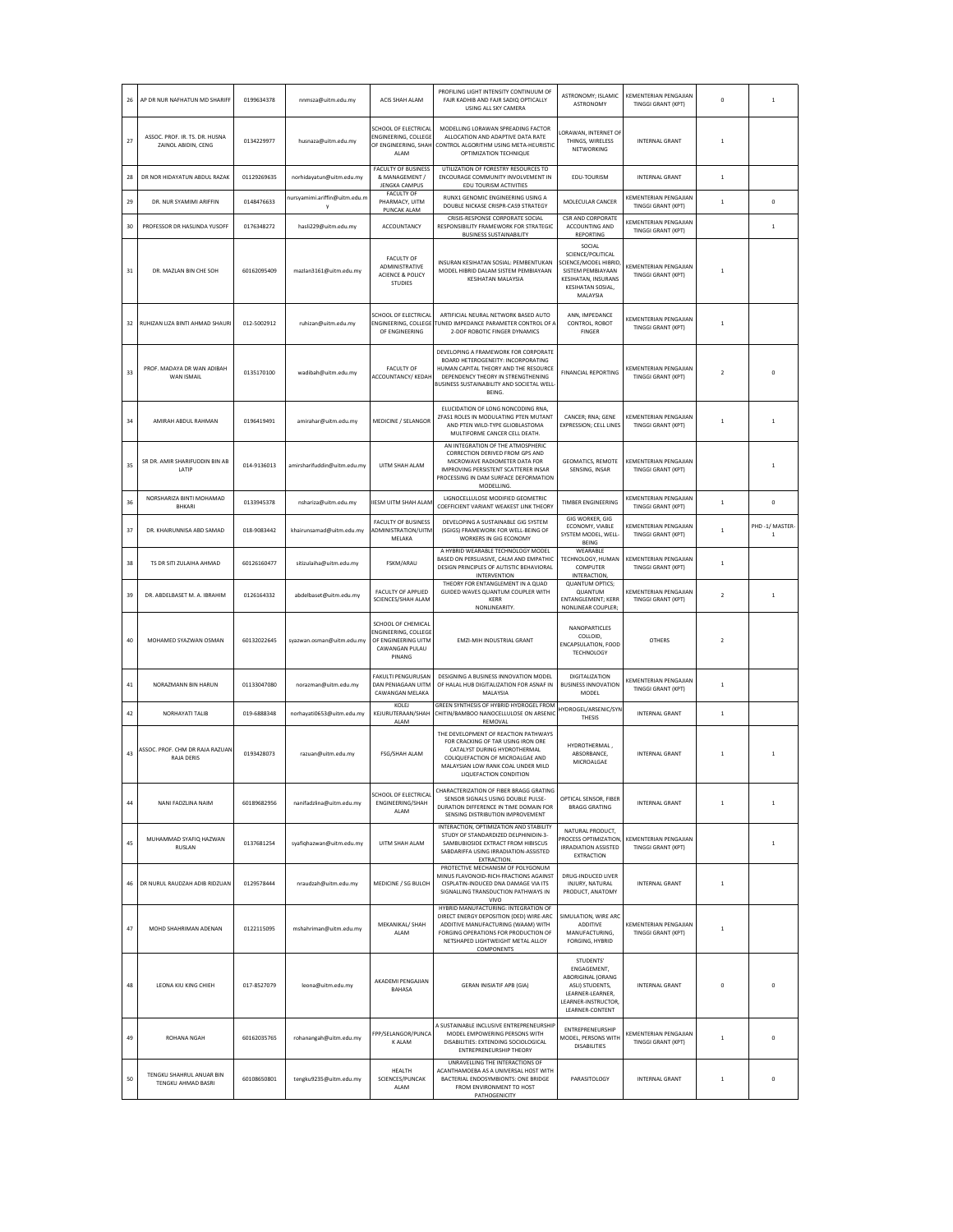| 26 | AP DR NUR NAFHATUN MD SHARIFF | 0199634378 | nnmsza@uitm.edu.my | ACIS SHAH ALAM | PROFILING LIGHT INTENSITY CONTINUUM OF FAJR KADHIB AND FAJR SADIQ OPTICALLY USING ALL SKY CAMERA | ASTRONOMY; ISLAMIC ASTRONOMY | KEMENTERIAN PENGAJIAN TINGGI GRANT (KPT) | 0 | 1 |
|---|---|---|---|---|---|---|---|---|---|
| 27 | ASSOC. PROF. IR. TS. DR. HUSNA ZAINOL ABIDIN, CENG | 0134229977 | husnaza@uitm.edu.my | SCHOOL OF ELECTRICAL ENGINEERING, COLLEGE OF ENGINEERING, SHAH ALAM | MODELLING LORAWAN SPREADING FACTOR ALLOCATION AND ADAPTIVE DATA RATE CONTROL ALGORITHM USING META-HEURISTIC OPTIMIZATION TECHNIQUE | LORAWAN, INTERNET OF THINGS, WIRELESS NETWORKING | INTERNAL GRANT | 1 | |
| 28 | DR NOR HIDAYATUN ABDUL RAZAK | 01129269635 | norhidayatun@uitm.edu.my | FACULTY OF BUSINESS & MANAGEMENT / JENGKA CAMPUS | UTILIZATION OF FORESTRY RESOURCES TO ENCOURAGE COMMUNITY INVOLVEMENT IN EDU TOURISM ACTIVITIES | EDU-TOURISM | INTERNAL GRANT | 1 | |
| 29 | DR. NUR SYAMIMI ARIFFIN | 0148476633 | nursyamimi.ariffin@uitm.edu.my | FACULTY OF PHARMACY, UITM PUNCAK ALAM | RUNX1 GENOMIC ENGINEERING USING A DOUBLE NICKASE CRISPR-CAS9 STRATEGY | MOLECULAR CANCER | KEMENTERIAN PENGAJIAN TINGGI GRANT (KPT) | 1 | 0 |
| 30 | PROFESSOR DR HASLINDA YUSOFF | 0176348272 | hasli229@uitm.edu.my | ACCOUNTANCY | CRISIS-RESPONSE CORPORATE SOCIAL RESPONSIBILITY FRAMEWORK FOR STRATEGIC BUSINESS SUSTAINABILITY | CSR AND CORPORATE ACCOUNTING AND REPORTING | KEMENTERIAN PENGAJIAN TINGGI GRANT (KPT) | | 1 |
| 31 | DR. MAZLAN BIN CHE SOH | 60162095409 | mazlan3161@uitm.edu.my | FACULTY OF ADMINISTRATIVE ACIENCE & POLICY STUDIES | INSURAN KESIHATAN SOSIAL: PEMBENTUKAN MODEL HIBRID DALAM SISTEM PEMBIAYAAN KESIHATAN MALAYSIA | SOCIAL SCIENCE/POLITICAL SCIENCE/MODEL HIBRID, SISTEM PEMBIAYAAN KESIHATAN, INSURANS KESIHATAN SOSIAL, MALAYSIA | KEMENTERIAN PENGAJIAN TINGGI GRANT (KPT) | 1 | |
| 32 | RUHIZAN LIZA BINTI AHMAD SHAURI | 012-5002912 | ruhizan@uitm.edu.my | SCHOOL OF ELECTRICAL ENGINEERING, COLLEGE OF ENGINEERING | ARTIFICIAL NEURAL NETWORK BASED AUTO TUNED IMPEDANCE PARAMETER CONTROL OF A 2-DOF ROBOTIC FINGER DYNAMICS | ANN, IMPEDANCE CONTROL, ROBOT FINGER | KEMENTERIAN PENGAJIAN TINGGI GRANT (KPT) | 1 | |
| 33 | PROF. MADAYA DR WAN ADIBAH WAN ISMAIL | 0135170100 | wadibah@uitm.edu.my | FACULTY OF ACCOUNTANCY/ KEDAH | DEVELOPING A FRAMEWORK FOR CORPORATE BOARD HETEROGENEITY: INCORPORATING HUMAN CAPITAL THEORY AND THE RESOURCE DEPENDENCY THEORY IN STRENGTHENING BUSINESS SUSTAINABILITY AND SOCIETAL WELL-BEING. | FINANCIAL REPORTING | KEMENTERIAN PENGAJIAN TINGGI GRANT (KPT) | 2 | 0 |
| 34 | AMIRAH ABDUL RAHMAN | 0196419491 | amirahar@uitm.edu.my | MEDICINE / SELANGOR | ELUCIDATION OF LONG NONCODING RNA, ZFAS1 ROLES IN MODULATING PTEN MUTANT AND PTEN WILD-TYPE GLIOBLASTOMA MULTIFORME CANCER CELL DEATH. | CANCER; RNA; GENE EXPRESSION; CELL LINES | KEMENTERIAN PENGAJIAN TINGGI GRANT (KPT) | 1 | 1 |
| 35 | SR DR. AMIR SHARIFUDDIN BIN AB LATIP | 014-9136013 | amirsharifuddin@uitm.edu.my | UITM SHAH ALAM | AN INTEGRATION OF THE ATMOSPHERIC CORRECTION DERIVED FROM GPS AND MICROWAVE RADIOMETER DATA FOR IMPROVING PERSISTENT SCATTERER INSAR PROCESSING IN DAM SURFACE DEFORMATION MODELLING. | GEOMATICS, REMOTE SENSING, INSAR | KEMENTERIAN PENGAJIAN TINGGI GRANT (KPT) | | 1 |
| 36 | NORSHARIZA BINTI MOHAMAD BHKARI | 0133945378 | nshariza@uitm.edu.my | IIESM UITM SHAH ALAM | LIGNOCELLULOSE MODIFIED GEOMETRIC COEFFICIENT VARIANT WEAKEST LINK THEORY | TIMBER ENGINEERING | KEMENTERIAN PENGAJIAN TINGGI GRANT (KPT) | 1 | 0 |
| 37 | DR. KHAIRUNNISA ABD SAMAD | 018-9083442 | khairunsamad@uitm.edu.my | FACULTY OF BUSINESS ADMINISTRATION/UITM MELAKA | DEVELOPING A SUSTAINABLE GIG SYSTEM (SGIGS) FRAMEWORK FOR WELL-BEING OF WORKERS IN GIG ECONOMY | GIG WORKER, GIG ECONOMY, VIABLE SYSTEM MODEL, WELL-BEING | KEMENTERIAN PENGAJIAN TINGGI GRANT (KPT) | 1 | PHD -1/ MASTER-1 |
| 38 | TS DR SITI ZULAIHA AHMAD | 60126160477 | sitizulaiha@uitm.edu.my | FSKM/ARAU | A HYBRID WEARABLE TECHNOLOGY MODEL BASED ON PERSUASIVE, CALM AND EMPATHIC DESIGN PRINCIPLES OF AUTISTIC BEHAVIORAL INTERVENTION | WEARABLE TECHNOLOGY, HUMAN COMPUTER INTERACTION, | KEMENTERIAN PENGAJIAN TINGGI GRANT (KPT) | 1 | |
| 39 | DR. ABDELBASET M. A. IBRAHIM | 0126164332 | abdelbaset@uitm.edu.my | FACULTY OF APPLIED SCIENCES/SHAH ALAM | THEORY FOR ENTANGLEMENT IN A QUAD GUIDED WAVES QUANTUM COUPLER WITH KERR NONLINEARITY. | QUANTUM OPTICS, QUANTUM ENTANGLEMENT; KERR NONLINEAR COUPLER, | KEMENTERIAN PENGAJIAN TINGGI GRANT (KPT) | 2 | 1 |
| 40 | MOHAMED SYAZWAN OSMAN | 60132022645 | syazwan.osman@uitm.edu.my | SCHOOL OF CHEMICAL ENGINEERING, COLLEGE OF ENGINEERING UITM CAWANGAN PULAU PINANG | EMZI-MIH INDUSTRIAL GRANT | NANOPARTICLES COLLOID, ENCAPSULATION, FOOD TECHNOLOGY | OTHERS | 2 | |
| 41 | NORAZMANN BIN HARUN | 01133047080 | norazman@uitm.edu.my | FAKULTI PENGURUSAN DAN PENIAGAAN UITM CAWANGAN MELAKA | DESIGNING A BUSINESS INNOVATION MODEL OF HALAL HUB DIGITALIZATION FOR ASNAF IN MALAYSIA | DIGITALIZATION BUSINESS INNOVATION MODEL | KEMENTERIAN PENGAJIAN TINGGI GRANT (KPT) | 1 | |
| 42 | NORHAYATI TALIB | 019-6888348 | norhayati0653@uitm.edu.my | KOLEJ KEJURUTERAAN/SHAH ALAM | GREEN SYNTHESIS OF HYBRID HYDROGEL FROM CHITIN/BAMBOO NANOCELLULOSE ON ARSENIC REMOVAL | HYDROGEL/ARSENIC/SYNTHESIS | INTERNAL GRANT | 1 | |
| 43 | ASSOC. PROF. CHM DR RAJA RAZUAN RAJA DERIS | 0193428073 | razuan@uitm.edu.my | FSG/SHAH ALAM | THE DEVELOPMENT OF REACTION PATHWAYS FOR CRACKING OF TAR USING IRON ORE CATALYST DURING HYDROTHERMAL COLIQUEFACTION OF MICROALGAE AND MALAYSIAN LOW RANK COAL UNDER MILD LIQUEFACTION CONDITION | HYDROTHERMAL , ABSORBANCE, MICROALGAE | INTERNAL GRANT | 1 | 1 |
| 44 | NANI FADZLINA NAIM | 60189682956 | nanifadzlina@uitm.edu.my | SCHOOL OF ELECTRICAL ENGINEERING/SHAH ALAM | CHARACTERIZATION OF FIBER BRAGG GRATING SENSOR SIGNALS USING DOUBLE PULSE-DURATION DIFFERENCE IN TIME DOMAIN FOR SENSING DISTRIBUTION IMPROVEMENT | OPTICAL SENSOR, FIBER BRAGG GRATING | INTERNAL GRANT | 1 | 1 |
| 45 | MUHAMMAD SYAFIQ HAZWAN RUSLAN | 0137681254 | syafiqhazwan@uitm.edu.my | UITM SHAH ALAM | INTERACTION, OPTIMIZATION AND STABILITY STUDY OF STANDARDIZED DELPHINIDIN-3-SAMBUBIOSIDE EXTRACT FROM HIBISCUS SABDARIFFA USING IRRADIATION-ASSISTED EXTRACTION. | NATURAL PRODUCT, PROCESS OPTIMIZATION, IRRADIATION ASSISTED EXTRACTION | KEMENTERIAN PENGAJIAN TINGGI GRANT (KPT) | | 1 |
| 46 | DR NURUL RAUDZAH ADIB RIDZUAN | 0129578444 | nraudzah@uitm.edu.my | MEDICINE / SG BULOH | PROTECTIVE MECHANISM OF POLYGONUM MINUS FLAVONOID-RICH-FRACTIONS AGAINST CISPLATIN-INDUCED DNA DAMAGE VIA ITS SIGNALLING TRANSDUCTION PATHWAYS IN VIVO | DRUG-INDUCED LIVER INJURY, NATURAL PRODUCT, ANATOMY | INTERNAL GRANT | 1 | |
| 47 | MOHD SHAHRIMAN ADENAN | 0122115095 | mshahriman@uitm.edu.my | MEKANIKAL/ SHAH ALAM | HYBRID MANUFACTURING: INTEGRATION OF DIRECT ENERGY DEPOSITION (DED) WIRE-ARC ADDITIVE MANUFACTURING (WAAM) WITH FORGING OPERATIONS FOR PRODUCTION OF NETSHAPED LIGHTWEIGHT METAL ALLOY COMPONENTS | SIMULATION, WIRE ARC ADDITIVE MANUFACTURING, FORGING, HYBRID | KEMENTERIAN PENGAJIAN TINGGI GRANT (KPT) | 1 | |
| 48 | LEONA KIU KING CHIEH | 017-8527079 | leona@uitm.edu.my | AKADEMI PENGAJIAN BAHASA | GERAN INISIATIF APB (GIA) | STUDENTS' ENGAGEMENT, ABORIGINAL (ORANG ASLI) STUDENTS, LEARNER-LEARNER, LEARNER-INSTRUCTOR, LEARNER-CONTENT | INTERNAL GRANT | 0 | 0 |
| 49 | ROHANA NGAH | 60162035765 | rohanangah@uitm.edu.my | FPP/SELANGOR/PUNCAK ALAM | A SUSTAINABLE INCLUSIVE ENTREPRENEURSHIP MODEL EMPOWERING PERSONS WITH DISABILITIES: EXTENDING SOCIOLOGICAL ENTREPRENEURSHIP THEORY | ENTREPRENEURSHIP MODEL, PERSONS WITH DISABILITIES | KEMENTERIAN PENGAJIAN TINGGI GRANT (KPT) | 1 | 0 |
| 50 | TENGKU SHAHRUL ANUAR BIN TENGKU AHMAD BASRI | 60108650801 | tengku9235@uitm.edu.my | HEALTH SCIENCES/PUNCAK ALAM | UNRAVELLING THE INTERACTIONS OF ACANTHAMOEBA AS A UNIVERSAL HOST WITH BACTERIAL ENDOSYMBIONTS: ONE BRIDGE FROM ENVIRONMENT TO HOST PATHOGENICITY | PARASITOLOGY | INTERNAL GRANT | 1 | 0 |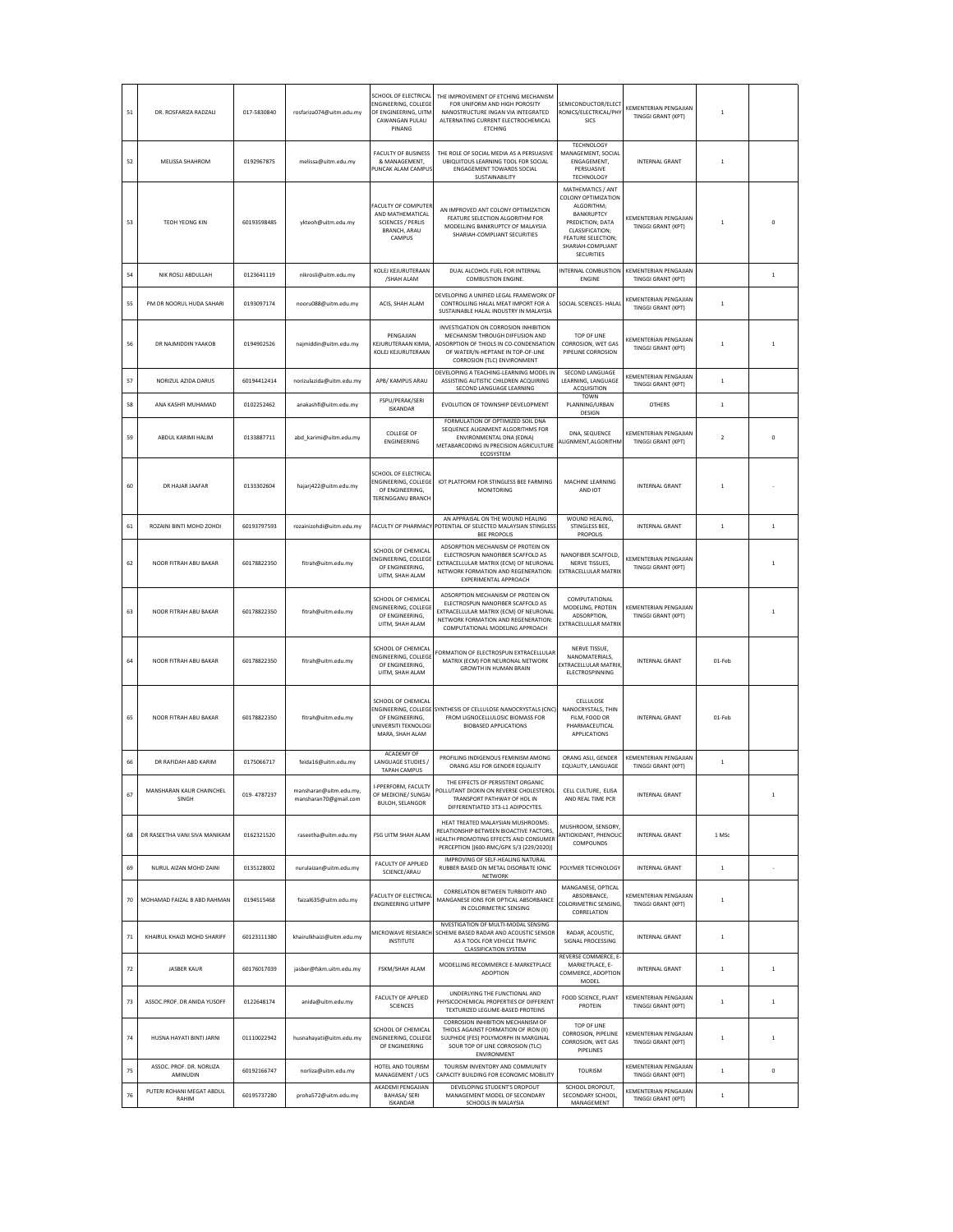| 51 | DR. ROSFARIZA RADZALI | 017-5830840 | rosfariza074@uitm.edu.my | SCHOOL OF ELECTRICAL ENGINEERING, COLLEGE OF ENGINEERING, UITM CAWANGAN PULAU PINANG | THE IMPROVEMENT OF ETCHING MECHANISM FOR UNIFORM AND HIGH POROSITY NANOSTRUCTURE INGAN VIA INTEGRATED ALTERNATING CURRENT ELECTROCHEMICAL ETCHING | SEMICONDUCTOR/ELECTRONICS/ELECTRICAL/PHYSICS | KEMENTERIAN PENGAJIAN TINGGI GRANT (KPT) | 1 | |
|---|---|---|---|---|---|---|---|---|---|
| 52 | MELISSA SHAHROM | 0192967875 | melissa@uitm.edu.my | FACULTY OF BUSINESS & MANAGEMENT, PUNCAK ALAM CAMPUS | THE ROLE OF SOCIAL MEDIA AS A PERSUASIVE UBIQUITOUS LEARNING TOOL FOR SOCIAL ENGAGEMENT TOWARDS SOCIAL SUSTAINABILITY | TECHNOLOGY MANAGEMENT, SOCIAL ENGAGEMENT, PERSUASIVE TECHNOLOGY | INTERNAL GRANT | 1 | |
| 53 | TEOH YEONG KIN | 60193598485 | ykteoh@uitm.edu.my | FACULTY OF COMPUTER AND MATHEMATICAL SCIENCES / PERLIS BRANCH, ARAU CAMPUS | AN IMPROVED ANT COLONY OPTIMIZATION FEATURE SELECTION ALGORITHM FOR MODELLING BANKRUPTCY OF MALAYSIA SHARIAH-COMPLIANT SECURITIES | MATHEMATICS / ANT COLONY OPTIMIZATION ALGORITHM; BANKRUPTCY PREDICTION; DATA CLASSIFICATION; FEATURE SELECTION; SHARIAH-COMPLIANT SECURITIES | KEMENTERIAN PENGAJIAN TINGGI GRANT (KPT) | 1 | 0 |
| 54 | NIK ROSLI ABDULLAH | 0123641119 | nikrosli@uitm.edu.my | KOLEJ KEJURUTERAAN /SHAH ALAM | DUAL ALCOHOL FUEL FOR INTERNAL COMBUSTION ENGINE. | INTERNAL COMBUSTION ENGINE | KEMENTERIAN PENGAJIAN TINGGI GRANT (KPT) | | 1 |
| 55 | PM DR NOORUL HUDA SAHARI | 0193097174 | nooru088@uitm.edu.my | ACIS, SHAH ALAM | DEVELOPING A UNIFIED LEGAL FRAMEWORK OF CONTROLLING HALAL MEAT IMPORT FOR A SUSTAINABLE HALAL INDUSTRY IN MALAYSIA | SOCIAL SCIENCES- HALAL | KEMENTERIAN PENGAJIAN TINGGI GRANT (KPT) | 1 | |
| 56 | DR NAJMIDDIN YAAKOB | 0194902526 | najmiddin@uitm.edu.my | PENGAJIAN KEJURUTERAAN KIMIA, KOLEJ KEJURUTERAAN | INVESTIGATION ON CORROSION INHIBITION MECHANISM THROUGH DIFFUSION AND ADSORPTION OF THIOLS IN CO-CONDENSATION OF WATER/N-HEPTANE IN TOP-OF-LINE CORROSION (TLC) ENVIRONMENT | TOP OF LINE CORROSION, WET GAS PIPELINE CORROSION | KEMENTERIAN PENGAJIAN TINGGI GRANT (KPT) | 1 | 1 |
| 57 | NORIZUL AZIDA DARUS | 60194412414 | norizulazida@uitm.edu.my | APB/ KAMPUS ARAU | DEVELOPING A TEACHING-LEARNING MODEL IN ASSISTING AUTISTIC CHILDREN ACQUIRING SECOND LANGUAGE LEARNING | SECOND LANGUAGE LEARNING, LANGUAGE ACQUISITION | KEMENTERIAN PENGAJIAN TINGGI GRANT (KPT) | 1 | |
| 58 | ANA KASHFI MUHAMAD | 0102252462 | anakashfi@uitm.edu.my | FSPU/PERAK/SERI ISKANDAR | EVOLUTION OF TOWNSHIP DEVELOPMENT | TOWN PLANNING/URBAN DESIGN | OTHERS | 1 | |
| 59 | ABDUL KARIMI HALIM | 0133887711 | abd_karimi@uitm.edu.my | COLLEGE OF ENGINEERING | FORMULATION OF OPTIMIZED SOIL DNA SEQUENCE ALIGNMENT ALGORITHMS FOR ENVIRONMENTAL DNA (EDNA) METABARCODING IN PRECISION AGRICULTURE ECOSYSTEM | DNA, SEQUENCE ALIGNMENT,ALGORITHM | KEMENTERIAN PENGAJIAN TINGGI GRANT (KPT) | 2 | 0 |
| 60 | DR HAJAR JAAFAR | 0133302604 | hajarj422@uitm.edu.my | SCHOOL OF ELECTRICAL ENGINEERING, COLLEGE OF ENGINEERING, TERENGGANU BRANCH | IOT PLATFORM FOR STINGLESS BEE FARMING MONITORING | MACHINE LEARNING AND IOT | INTERNAL GRANT | 1 | - |
| 61 | ROZAINI BINTI MOHD ZOHDI | 60193797593 | rozainizohdi@uitm.edu.my | FACULTY OF PHARMACY | AN APPRAISAL ON THE WOUND HEALING POTENTIAL OF SELECTED MALAYSIAN STINGLESS BEE PROPOLIS | WOUND HEALING, STINGLESS BEE, PROPOLIS | INTERNAL GRANT | 1 | 1 |
| 62 | NOOR FITRAH ABU BAKAR | 60178822350 | fitrah@uitm.edu.my | SCHOOL OF CHEMICAL ENGINEERING, COLLEGE OF ENGINEERING, UITM, SHAH ALAM | ADSORPTION MECHANISM OF PROTEIN ON ELECTROSPUN NANOFIBER SCAFFOLD AS EXTRACELLULAR MATRIX (ECM) OF NEURONAL NETWORK FORMATION AND REGENERATION: EXPERIMENTAL APPROACH | NANOFIBER SCAFFOLD, NERVE TISSUES, EXTRACELLULAR MATRIX | KEMENTERIAN PENGAJIAN TINGGI GRANT (KPT) | | 1 |
| 63 | NOOR FITRAH ABU BAKAR | 60178822350 | fitrah@uitm.edu.my | SCHOOL OF CHEMICAL ENGINEERING, COLLEGE OF ENGINEERING, UITM, SHAH ALAM | ADSORPTION MECHANISM OF PROTEIN ON ELECTROSPUN NANOFIBER SCAFFOLD AS EXTRACELLULAR MATRIX (ECM) OF NEURONAL NETWORK FORMATION AND REGENERATION: COMPUTATIONAL MODELING APPROACH | COMPUTATIONAL MODELING, PROTEIN ADSORPTION, EXTRACELLULAR MATRIX | KEMENTERIAN PENGAJIAN TINGGI GRANT (KPT) | | 1 |
| 64 | NOOR FITRAH ABU BAKAR | 60178822350 | fitrah@uitm.edu.my | SCHOOL OF CHEMICAL ENGINEERING, COLLEGE OF ENGINEERING, UITM, SHAH ALAM | FORMATION OF ELECTROSPUN EXTRACELLULAR MATRIX (ECM) FOR NEURONAL NETWORK GROWTH IN HUMAN BRAIN | NERVE TISSUE, NANOMATERIALS, EXTRACELLULAR MATRIX, ELECTROSPINNING | INTERNAL GRANT | 01-Feb | |
| 65 | NOOR FITRAH ABU BAKAR | 60178822350 | fitrah@uitm.edu.my | SCHOOL OF CHEMICAL ENGINEERING, COLLEGE OF ENGINEERING, UNIVERSITI TEKNOLOGI MARA, SHAH ALAM | SYNTHESIS OF CELLULOSE NANOCRYSTALS (CNC) FROM LIGNOCELLULOSIC BIOMASS FOR BIOBASED APPLICATIONS | CELLULOSE NANOCRYSTALS, THIN FILM, FOOD OR PHARMACEUTICAL APPLICATIONS | INTERNAL GRANT | 01-Feb | |
| 66 | DR RAFIDAH ABD KARIM | 0175066717 | feida16@uitm.edu.my | ACADEMY OF LANGUAGE STUDIES / TAPAH CAMPUS | PROFILING INDIGENOUS FEMINISM AMONG ORANG ASLI FOR GENDER EQUALITY | ORANG ASLI, GENDER EQUALITY, LANGUAGE | KEMENTERIAN PENGAJIAN TINGGI GRANT (KPT) | 1 | |
| 67 | MANSHARAN KAUR CHAINCHEL SINGH | 019- 4787237 | mansharan@uitm.edu.my, mansharan70@gmail.com | I-PPERFORM, FACULTY OF MEDICINE/ SUNGAI BULOH, SELANGOR | THE EFFECTS OF PERSISTENT ORGANIC POLLUTANT DIOXIN ON REVERSE CHOLESTEROL TRANSPORT PATHWAY OF HDL IN DIFFERENTIATED 3T3-L1 ADIPOCYTES. | CELL CULTURE, ELISA AND REAL TIME PCR | INTERNAL GRANT | | 1 |
| 68 | DR RASEETHA VANI SIVA MANIKAM | 0162321520 | raseetha@uitm.edu.my | FSG UITM SHAH ALAM | HEAT TREATED MALAYSIAN MUSHROOMS: RELATIONSHIP BETWEEN BIOACTIVE FACTORS, HEALTH PROMOTING EFFECTS AND CONSUMER PERCEPTION [(600-RMC/GPK 5/3 (229/2020)] | MUSHROOM, SENSORY, ANTIOXIDANT, PHENOLIC COMPOUNDS | INTERNAL GRANT | 1 MSc | |
| 69 | NURUL AIZAN MOHD ZAINI | 0135128002 | nurulaizan@uitm.edu.my | FACULTY OF APPLIED SCIENCE/ARAU | IMPROVING OF SELF-HEALING NATURAL RUBBER BASED ON METAL DISORBATE IONIC NETWORK | POLYMER TECHNOLOGY | INTERNAL GRANT | 1 | - |
| 70 | MOHAMAD FAIZAL B ABD RAHMAN | 0194515468 | faizal635@uitm.edu.my | FACULTY OF ELECTRICAL ENGINEERING UITMPP | CORRELATION BETWEEN TURBIDITY AND MANGANESE IONS FOR OPTICAL ABSORBANCE IN COLORIMETRIC SENSING | MANGANESE, OPTICAL ABSORBANCE, COLORIMETRIC SENSING, CORRELATION | KEMENTERIAN PENGAJIAN TINGGI GRANT (KPT) | 1 | |
| 71 | KHAIRUL KHAIZI MOHD SHARIFF | 60123111380 | khairulkhaizi@uitm.edu.my | MICROWAVE RESEARCH INSTITUTE | NVESTIGATION OF MULTI-MODAL SENSING SCHEME BASED RADAR AND ACOUSTIC SENSOR AS A TOOL FOR VEHICLE TRAFFIC CLASSIFICATION SYSTEM | RADAR, ACOUSTIC, SIGNAL PROCESSING | INTERNAL GRANT | 1 | |
| 72 | JASBER KAUR | 60176017039 | jasber@fskm.uitm.edu.my | FSKM/SHAH ALAM | MODELLING RECOMMERCE E-MARKETPLACE ADOPTION | REVERSE COMMERCE, E-MARKETPLACE, E-COMMERCE, ADOPTION MODEL | INTERNAL GRANT | 1 | 1 |
| 73 | ASSOC.PROF. DR ANIDA YUSOFF | 0122648174 | anida@uitm.edu.my | FACULTY OF APPLIED SCIENCES | UNDERLYING THE FUNCTIONAL AND PHYSICOCHEMICAL PROPERTIES OF DIFFERENT TEXTURIZED LEGUME-BASED PROTEINS | FOOD SCIENCE, PLANT PROTEIN | KEMENTERIAN PENGAJIAN TINGGI GRANT (KPT) | 1 | 1 |
| 74 | HUSNA HAYATI BINTI JARNI | 01110022942 | husnahayati@uitm.edu.my | SCHOOL OF CHEMICAL ENGINEERING, COLLEGE OF ENGINEERING | CORROSION INHIBITION MECHANISM OF THIOLS AGAINST FORMATION OF IRON (II) SULPHIDE (FES) POLYMORPH IN MARGINAL SOUR TOP OF LINE CORROSION (TLC) ENVIRONMENT | TOP OF LINE CORROSION, PIPELINE CORROSION, WET GAS PIPELINES | KEMENTERIAN PENGAJIAN TINGGI GRANT (KPT) | 1 | 1 |
| 75 | ASSOC. PROF. DR. NORLIZA AMINUDIN | 60192166747 | norliza@uitm.edu.my | HOTEL AND TOURISM MANAGEMENT / UCS | TOURISM INVENTORY AND COMMUNITY CAPACITY BUILDING FOR ECONOMIC MOBILITY | TOURISM | KEMENTERIAN PENGAJIAN TINGGI GRANT (KPT) | 1 | 0 |
| 76 | PUTERI ROHANI MEGAT ABDUL RAHIM | 60195737280 | proha572@uitm.edu.my | AKADEMI PENGAJIAN BAHASA/ SERI ISKANDAR | DEVELOPING STUDENT'S DROPOUT MANAGEMENT MODEL OF SECONDARY SCHOOLS IN MALAYSIA | SCHOOL DROPOUT, SECONDARY SCHOOL, MANAGEMENT | KEMENTERIAN PENGAJIAN TINGGI GRANT (KPT) | 1 | |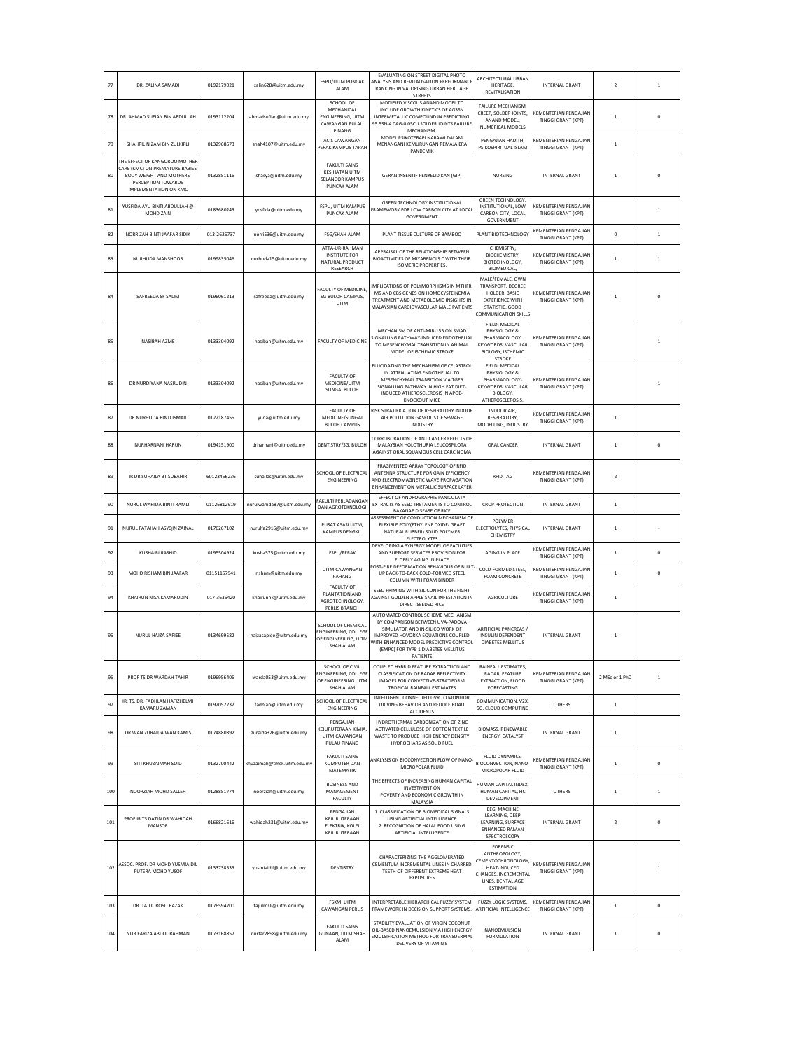| 77 | DR. ZALINA SAMADI | 0192179021 | zalin628@uitm.edu.my | FSPU/UITM PUNCAK ALAM | EVALUATING ON STREET DIGITAL PHOTO ANALYSIS AND REVITALISATION PERFORMANCE RANKING IN VALORISING URBAN HERITAGE STREETS | ARCHITECTURAL URBAN HERITAGE, REVITALISATION | INTERNAL GRANT | 2 | 1 |
|---|---|---|---|---|---|---|---|---|---|
| 78 | DR. AHMAD SUFIAN BIN ABDULLAH | 0193112204 | ahmadsufian@uitm.edu.my | SCHOOL OF MECHANICAL ENGINEERING, UITM CAWANGAN PULAU PINANG | MODIFIED VISCOUS ANAND MODEL TO INCLUDE GROWTH KINETICS OF AG3SN INTERMETALLIC COMPOUND IN PREDICTING 95.5SN-4.0AG-0.05CU SOLDER JOINTS FAILURE MECHANISM. | FAILURE MECHANISM, CREEP, SOLDER JOINTS, ANAND MODEL, NUMERICAL MODELS | KEMENTERIAN PENGAJIAN TINGGI GRANT (KPT) | 1 | 0 |
| 79 | SHAHRIL NIZAM BIN ZULKIPLI | 0132968673 | shah4107@uitm.edu.my | ACIS CAWANGAN PERAK KAMPUS TAPAH | MODEL PSIKOTERAPI NABAWI DALAM MENANGANI KEMURUNGAN REMAJA ERA PANDEMIK | PENGAJIAN HADITH, PSIKOSPIRITUAL ISLAM | KEMENTERIAN PENGAJIAN TINGGI GRANT (KPT) | 1 | |
| 80 | THE EFFECT OF KANGOROO MOTHER CARE (KMC) ON PREMATURE BABIES' BODY WEIGHT AND MOTHERS' PERCEPTION TOWARDS IMPLEMENTATION ON KMC | 0132851116 | shasya@uitm.edu.my | FAKULTI SAINS KESIHATAN UITM SELANGOR KAMPUS PUNCAK ALAM | GERAN INSENTIF PENYELIDIKAN (GIP) | NURSING | INTERNAL GRANT | 1 | 0 |
| 81 | YUSFIDA AYU BINTI ABDULLAH @ MOHD ZAIN | 0183680243 | yusfida@uitm.edu.my | FSPU, UITM KAMPUS PUNCAK ALAM | GREEN TECHNOLOGY INSTITUTIONAL FRAMEWORK FOR LOW CARBON CITY AT LOCAL GOVERNMENT | GREEN TECHNOLOGY, INSTITUTIONAL, LOW CARBON CITY, LOCAL GOVERNMENT | KEMENTERIAN PENGAJIAN TINGGI GRANT (KPT) | | 1 |
| 82 | NORRIZAH BINTI JAAFAR SIDIK | 013-2626737 | norri536@uitm.edu.my | FSG/SHAH ALAM | PLANT TISSUE CULTURE OF BAMBOO | PLANT BIOTECHNOLOGY | KEMENTERIAN PENGAJIAN TINGGI GRANT (KPT) | 0 | 1 |
| 83 | NURHUDA MANSHOOR | 0199835046 | nurhuda15@uitm.edu.my | ATTA-UR-RAHMAN INSTITUTE FOR NATURAL PRODUCT RESEARCH | APPRAISAL OF THE RELATIONSHIP BETWEEN BIOACTIVITIES OF MIYABENOLS C WITH THEIR ISOMERIC PROPERTIES. | CHEMISTRY, BIOCHEMISTRY, BIOTECHNOLOGY, BIOMEDICAL, | KEMENTERIAN PENGAJIAN TINGGI GRANT (KPT) | 1 | 1 |
| 84 | SAFREEDA SF SALIM | 0196061213 | safreeda@uitm.edu.my | FACULTY OF MEDICINE, SG BULOH CAMPUS, UITM | IMPLICATIONS OF POLYMORPHISMS IN MTHFR, MS AND CBS GENES ON HOMOCYSTEINEMIA TREATMENT AND METABOLOMIC INSIGHTS IN MALAYSIAN CARDIOVASCULAR MALE PATIENTS | MALE/FEMALE, OWN TRANSPORT, DEGREE HOLDER, BASIC EXPERIENCE WITH STATISTIC, GOOD COMMUNICATION SKILLS | KEMENTERIAN PENGAJIAN TINGGI GRANT (KPT) | 1 | 0 |
| 85 | NASIBAH AZME | 0133304092 | nasibah@uitm.edu.my | FACULTY OF MEDICINE | MECHANISM OF ANTI-MIR-155 ON SMAD SIGNALLING PATHWAY-INDUCED ENDOTHELIAL TO MESENCHYMAL TRANSITION IN ANIMAL MODEL OF ISCHEMIC STROKE | FIELD: MEDICAL PHYSIOLOGY & PHARMACOLOGY. KEYWORDS: VASCULAR BIOLOGY, ISCHEMIC STROKE | KEMENTERIAN PENGAJIAN TINGGI GRANT (KPT) | | 1 |
| 86 | DR NURDIYANA NASRUDIN | 0133304092 | nasibah@uitm.edu.my | FACULTY OF MEDICINE/UITM SUNGAI BULOH | ELUCIDATING THE MECHANISM OF CELASTROL IN ATTENUATING ENDOTHELIAL TO MESENCHYMAL TRANSITION VIA TGFB SIGNALLING PATHWAY IN HIGH FAT DIET-INDUCED ATHEROSCLEROSIS IN APOE-KNOCKOUT MICE | FIELD: MEDICAL PHYSIOLOGY & PHARMACOLOGY- KEYWORDS: VASCULAR BIOLOGY, ATHEROSCLEROSIS, | KEMENTERIAN PENGAJIAN TINGGI GRANT (KPT) | | 1 |
| 87 | DR NURHUDA BINTI ISMAIL | 0122187455 | yuda@uitm.edu.my | FACULTY OF MEDICINE/SUNGAI BULOH CAMPUS | RISK STRATIFICATION OF RESPIRATORY INDOOR AIR POLLUTION GASEOUS OF SEWAGE INDUSTRY | INDOOR AIR, RESPIRATORY, MODELLING, INDUSTRY | KEMENTERIAN PENGAJIAN TINGGI GRANT (KPT) | 1 | |
| 88 | NURHARNANI HARUN | 0194151900 | drharnani@uitm.edu.my | DENTISTRY/SG. BULOH | CORROBORATION OF ANTICANCER EFFECTS OF MALAYSIAN HOLOTHURIA LEUCOSPILOTA AGAINST ORAL SQUAMOUS CELL CARCINOMA | ORAL CANCER | INTERNAL GRANT | 1 | 0 |
| 89 | IR DR SUHAILA BT SUBAHIR | 60123456236 | suhailas@uitm.edu.my | SCHOOL OF ELECTRICAL ENGINEERING | FRAGMENTED ARRAY TOPOLOGY OF RFID ANTENNA STRUCTURE FOR GAIN EFFICIENCY AND ELECTROMAGNETIC WAVE PROPAGATION ENHANCEMENT ON METALLIC SURFACE LAYER | RFID TAG | KEMENTERIAN PENGAJIAN TINGGI GRANT (KPT) | 2 | |
| 90 | NURUL WAHIDA BINTI RAMLI | 01126812919 | nurulwahida87@uitm.edu.my | FAKULTI PERLADANGAN DAN AGROTEKNOLOGI | EFFECT OF ANDROGRAPHIS PANICULATA EXTRACTS AS SEED TRETAMENTS TO CONTROL BAKANAE DISEASE OF RICE | CROP PROTECTION | INTERNAL GRANT | 1 | |
| 91 | NURUL FATAHAH ASYQIN ZAINAL | 0176267102 | nurulfa2916@uitm.edu.my | PUSAT ASASI UITM, KAMPUS DENGKIL | ASSESSMENT OF CONDUCTION MECHANISM OF FLEXIBLE POLY(ETHYLENE OXIDE- GRAFT NATURAL RUBBER) SOLID POLYMER ELECTROLYTES | POLYMER ELECTROLYTES, PHYSICAL CHEMISTRY | INTERNAL GRANT | 1 | - |
| 92 | KUSHAIRI RASHID | 0195504924 | kusha575@uitm.edu.my | FSPU/PERAK | DEVELOPING A SYNERGY MODEL OF FACILITIES AND SUPPORT SERVICES PROVISION FOR ELDERLY AGING IN PLACE | AGING IN PLACE | KEMENTERIAN PENGAJIAN TINGGI GRANT (KPT) | 1 | 0 |
| 93 | MOHD RISHAM BIN JAAFAR | 01151157941 | risham@uitm.edu.my | UITM CAWANGAN PAHANG | POST-FIRE DEFORMATION BEHAVIOUR OF BUILT-UP BACK-TO-BACK COLD-FORMED STEEL COLUMN WITH FOAM BINDER | COLD-FORMED STEEL, FOAM CONCRETE | KEMENTERIAN PENGAJIAN TINGGI GRANT (KPT) | 1 | 0 |
| 94 | KHAIRUN NISA KAMARUDIN | 017-3636420 | khairunnk@uitm.edu.my | FACULTY OF PLANTATION AND AGROTECHNOLOGY, PERLIS BRANCH | SEED PRIMING WITH SILICON FOR THE FIGHT AGAINST GOLDEN APPLE SNAIL INFESTATION IN DIRECT-SEEDED RICE | AGRICULTURE | KEMENTERIAN PENGAJIAN TINGGI GRANT (KPT) | 1 | |
| 95 | NURUL HAIZA SAPIEE | 0134699582 | haizasapiee@uitm.edu.my | SCHOOL OF CHEMICAL ENGINEERING, COLLEGE OF ENGINEERING, UITM SHAH ALAM | AUTOMATED CONTROL SCHEME MECHANISM BY COMPARISON BETWEEN UVA-PADOVA SIMULATOR AND IN-SILICO WORK OF IMPROVED HOVORKA EQUATIONS COUPLED WITH ENHANCED MODEL PREDICTIVE CONTROL (EMPC) FOR TYPE 1 DIABETES MELLITUS PATIENTS | ARTIFICIAL PANCREAS / INSULIN DEPENDENT DIABETES MELLITUS | INTERNAL GRANT | 1 | |
| 96 | PROF TS DR WARDAH TAHIR | 0196956406 | warda053@uitm.edu.my | SCHOOL OF CIVIL ENGINEERING, COLLEGE OF ENGINEERING UITM SHAH ALAM | COUPLED HYBRID FEATURE EXTRACTION AND CLASSIFICATION OF RADAR REFLECTIVITY IMAGES FOR CONVECTIVE-STRATIFORM TROPICAL RAINFALL ESTIMATES | RAINFALL ESTIMATES, RADAR, FEATURE EXTRACTION, FLOOD FORECASTING | KEMENTERIAN PENGAJIAN TINGGI GRANT (KPT) | 2 MSc or 1 PhD | 1 |
| 97 | IR. TS. DR. FADHLAN HAFIZHELMI KAMARU ZAMAN | 0192052232 | fadhlan@uitm.edu.my | SCHOOL OF ELECTRICAL ENGINEERING | INTELLIGENT CONNECTED DVR TO MONITOR DRIVING BEHAVIOR AND REDUCE ROAD ACCIDENTS | COMMUNICATION, V2X, 5G, CLOUD COMPUTING | OTHERS | 1 | |
| 98 | DR WAN ZURAIDA WAN KAMIS | 0174880392 | zuraida326@uitm.edu.my | PENGAJIAN KEJURUTERAAN KIMIA, UITM CAWANGAN PULAU PINANG | HYDROTHERMAL CARBONIZATION OF ZINC ACTIVATED CELLULOSE OF COTTON TEXTILE WASTE TO PRODUCE HIGH ENERGY DENSITY HYDROCHARS AS SOLID FUEL | BIOMASS, RENEWABLE ENERGY, CATALYST | INTERNAL GRANT | 1 | |
| 99 | SITI KHUZAIMAH SOID | 0132700442 | khuzaimah@tmsk.uitm.edu.my | FAKULTI SAINS KOMPUTER DAN MATEMATIK | ANALYSIS ON BIOCONVECTION FLOW OF NANO-MICROPOLAR FLUID | FLUID DYNAMICS, BIOCONVECTION, NANO-MICROPOLAR FLUID | KEMENTERIAN PENGAJIAN TINGGI GRANT (KPT) | 1 | 0 |
| 100 | NOORZIAH MOHD SALLEH | 0128851774 | noorziah@uitm.edu.my | BUSINESS AND MANAGEMENT FACULTY | THE EFFECTS OF INCREASING HUMAN CAPITAL INVESTMENT ON POVERTY AND ECONOMIC GROWTH IN MALAYSIA | HUMAN CAPITAL INDEX, HUMAN CAPITAL, HC DEVELOPMENT | OTHERS | 1 | 1 |
| 101 | PROF IR TS DATIN DR WAHIDAH MANSOR | 0166821616 | wahidah231@uitm.edu.my | PENGAJIAN KEJURUTERAAN ELEKTRIK, KOLEJ KEJURUTERAAN | 1. CLASSIFICATION OF BIOMEDICAL SIGNALS USING ARTIFICIAL INTELLIGENCE 2. RECOGNITION OF HALAL FOOD USING ARTIFICIAL INTELLIGENCE | EEG, MACHINE LEARNING, DEEP LEARNING, SURFACE ENHANCED RAMAN SPECTROSCOPY | INTERNAL GRANT | 2 | 0 |
| 102 | ASSOC. PROF. DR MOHD YUSMIAIDIL PUTERA MOHD YUSOF | 0133738533 | yusmiaidil@uitm.edu.my | DENTISTRY | CHARACTERIZING THE AGGLOMERATED CEMENTUM INCREMENTAL LINES IN CHARRED TEETH OF DIFFERENT EXTREME HEAT EXPOSURES | FORENSIC ANTHROPOLOGY, CEMENTOCHRONOLOGY, HEAT-INDUCED CHANGES, INCREMENTAL LINES, DENTAL AGE ESTIMATION | KEMENTERIAN PENGAJIAN TINGGI GRANT (KPT) | | 1 |
| 103 | DR. TAJUL ROSLI RAZAK | 0176594200 | tajulrosli@uitm.edu.my | FSKM, UITM CAWANGAN PERLIS | INTERPRETABLE HIERARCHICAL FUZZY SYSTEM FRAMEWORK IN DECISION SUPPORT SYSTEMS. | FUZZY LOGIC SYSTEMS, ARTIFICIAL INTELLIGENCE | KEMENTERIAN PENGAJIAN TINGGI GRANT (KPT) | 1 | 0 |
| 104 | NUR FARIZA ABDUL RAHMAN | 0173168857 | nurfar2898@uitm.edu.my | FAKULTI SAINS GUNAAN, UITM SHAH ALAM | STABILITY EVALUATION OF VIRGIN COCONUT OIL-BASED NANOEMULSION VIA HIGH ENERGY EMULSIFICATION METHOD FOR TRANSDERMAL DELIVERY OF VITAMIN E | NANOEMULSION FORMULATION | INTERNAL GRANT | 1 | 0 |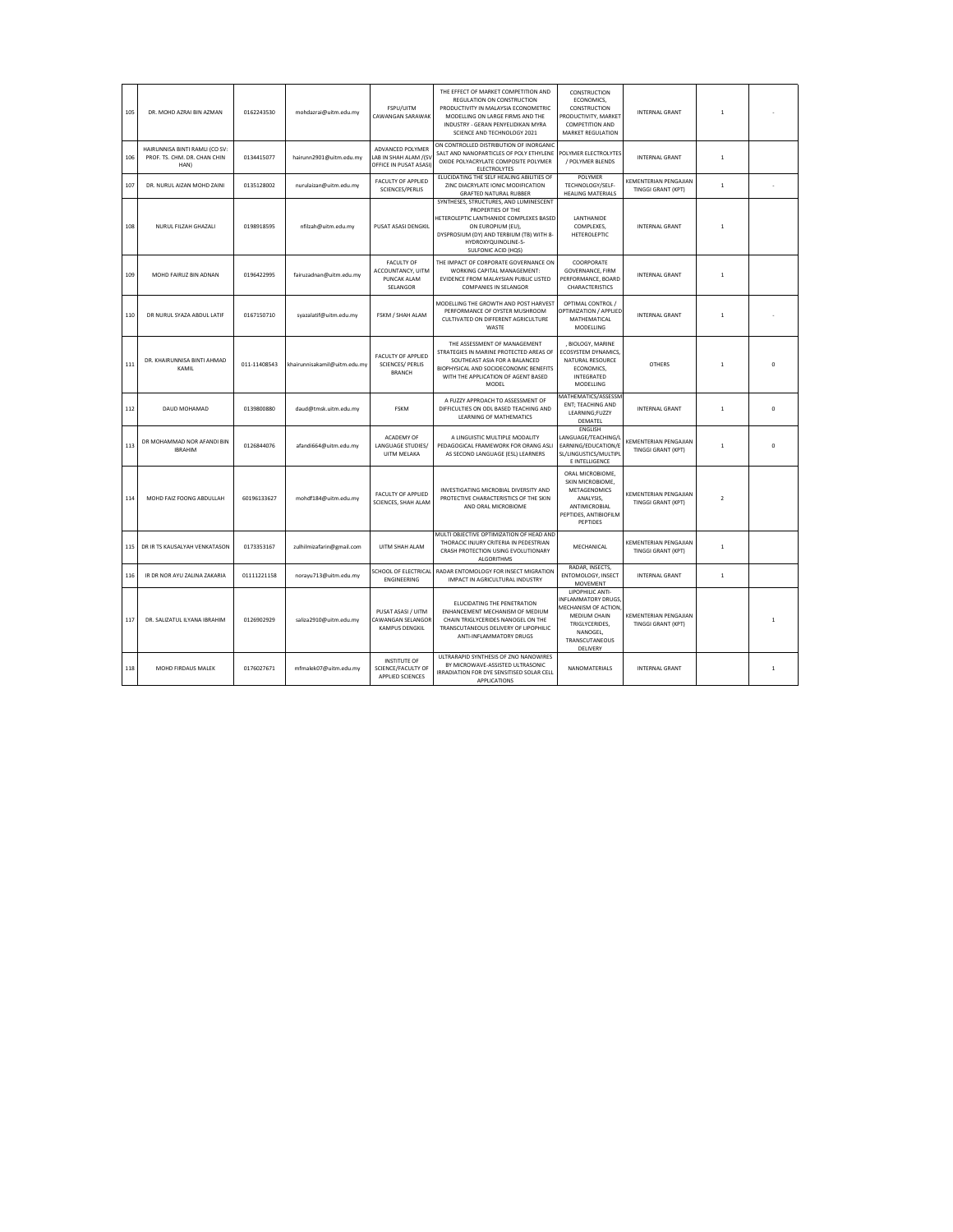| | | | | | | | | | |
|---|---|---|---|---|---|---|---|---|---|
| 105 | DR. MOHD AZRAI BIN AZMAN | 0162243530 | mohdazrai@uitm.edu.my | FSPU/UITM CAWANGAN SARAWAK | THE EFFECT OF MARKET COMPETITION AND REGULATION ON CONSTRUCTION PRODUCTIVITY IN MALAYSIA ECONOMETRIC MODELLING ON LARGE FIRMS AND THE INDUSTRY - GERAN PENYELIDIKAN MYRA SCIENCE AND TECHNOLOGY 2021 | CONSTRUCTION ECONOMICS, CONSTRUCTION PRODUCTIVITY, MARKET COMPETITION AND MARKET REGULATION | INTERNAL GRANT | 1 | - |
| 106 | HAIRUNNISA BINTI RAMLI (CO SV: PROF. TS. CHM. DR. CHAN CHIN HAN) | 0134415077 | hairunn2901@uitm.edu.my | ADVANCED POLYMER LAB IN SHAH ALAM /(SV OFFICE IN PUSAT ASASI) | ON CONTROLLED DISTRIBUTION OF INORGANIC SALT AND NANOPARTICLES OF POLY ETHYLENE OXIDE POLYACRYLATE COMPOSITE POLYMER ELECTROLYTES | POLYMER ELECTROLYTES / POLYMER BLENDS | INTERNAL GRANT | 1 | |
| 107 | DR. NURUL AIZAN MOHD ZAINI | 0135128002 | nurulaizan@uitm.edu.my | FACULTY OF APPLIED SCIENCES/PERLIS | ELUCIDATING THE SELF HEALING ABILITIES OF ZINC DIACRYLATE IONIC MODIFICATION GRAFTED NATURAL RUBBER | POLYMER TECHNOLOGY/SELF-HEALING MATERIALS | KEMENTERIAN PENGAJIAN TINGGI GRANT (KPT) | 1 | - |
| 108 | NURUL FILZAH GHAZALI | 0198918595 | nfilzah@uitm.edu.my | PUSAT ASASI DENGKIL | SYNTHESES, STRUCTURES, AND LUMINESCENT PROPERTIES OF THE HETEROLEPTIC LANTHANIDE COMPLEXES BASED ON EUROPIUM (EU), DYSPROSIUM (DY) AND TERBIUM (TB) WITH 8-HYDROXYQUINOLINE-5-SULFONIC ACID (HQS) | LANTHANIDE COMPLEXES, HETEROLEPTIC | INTERNAL GRANT | 1 | |
| 109 | MOHD FAIRUZ BIN ADNAN | 0196422995 | fairuzadnan@uitm.edu.my | FACULTY OF ACCOUNTANCY, UITM PUNCAK ALAM SELANGOR | THE IMPACT OF CORPORATE GOVERNANCE ON WORKING CAPITAL MANAGEMENT: EVIDENCE FROM MALAYSIAN PUBLIC LISTED COMPANIES IN SELANGOR | COORPORATE GOVERNANCE, FIRM PERFORMANCE, BOARD CHARACTERISTICS | INTERNAL GRANT | 1 | |
| 110 | DR NURUL SYAZA ABDUL LATIF | 0167150710 | syazalatif@uitm.edu.my | FSKM / SHAH ALAM | MODELLING THE GROWTH AND POST HARVEST PERFORMANCE OF OYSTER MUSHROOM CULTIVATED ON DIFFERENT AGRICULTURE WASTE | OPTIMAL CONTROL / OPTIMIZATION / APPLIED MATHEMATICAL MODELLING | INTERNAL GRANT | 1 | - |
| 111 | DR. KHAIRUNNISA BINTI AHMAD KAMIL | 011-11408543 | khairunnisakamil@uitm.edu.my | FACULTY OF APPLIED SCIENCES/ PERLIS BRANCH | THE ASSESSMENT OF MANAGEMENT STRATEGIES IN MARINE PROTECTED AREAS OF SOUTHEAST ASIA FOR A BALANCED BIOPHYSICAL AND SOCIOECONOMIC BENEFITS WITH THE APPLICATION OF AGENT BASED MODEL | , BIOLOGY, MARINE ECOSYSTEM DYNAMICS, NATURAL RESOURCE ECONOMICS, INTEGRATED MODELLING | OTHERS | 1 | 0 |
| 112 | DAUD MOHAMAD | 0139800880 | daud@tmsk.uitm.edu.my | FSKM | A FUZZY APPROACH TO ASSESSMENT OF DIFFICULTIES ON ODL BASED TEACHING AND LEARNING OF MATHEMATICS | MATHEMATICS/ASSESSMENT; TEACHING AND LEARNING;FUZZY DEMATEL | INTERNAL GRANT | 1 | 0 |
| 113 | DR MOHAMMAD NOR AFANDI BIN IBRAHIM | 0126844076 | afandi664@uitm.edu.my | ACADEMY OF LANGUAGE STUDIES/ UITM MELAKA | A LINGUISTIC MULTIPLE MODALITY PEDAGOGICAL FRAMEWORK FOR ORANG ASLI AS SECOND LANGUAGE (ESL) LEARNERS | ENGLISH LANGUAGE/TEACHING/LEARNING/EDUCATION/ESL/LINGUSTICS/MULTIPLE INTELLIGENCE | KEMENTERIAN PENGAJIAN TINGGI GRANT (KPT) | 1 | 0 |
| 114 | MOHD FAIZ FOONG ABDULLAH | 60196133627 | mohdf184@uitm.edu.my | FACULTY OF APPLIED SCIENCES, SHAH ALAM | INVESTIGATING MICROBIAL DIVERSITY AND PROTECTIVE CHARACTERISTICS OF THE SKIN AND ORAL MICROBIOME | ORAL MICROBIOME, SKIN MICROBIOME, METAGENOMICS ANALYSIS, ANTIMICROBIAL PEPTIDES, ANTIBIOFILM PEPTIDES | KEMENTERIAN PENGAJIAN TINGGI GRANT (KPT) | 2 | |
| 115 | DR IR TS KAUSALYAH VENKATASON | 0173353167 | zulhilmizafarin@gmail.com | UITM SHAH ALAM | MULTI OBJECTIVE OPTIMIZATION OF HEAD AND THORACIC INJURY CRITERIA IN PEDESTRIAN CRASH PROTECTION USING EVOLUTIONARY ALGORITHMS | MECHANICAL | KEMENTERIAN PENGAJIAN TINGGI GRANT (KPT) | 1 | |
| 116 | IR DR NOR AYU ZALINA ZAKARIA | 01111221158 | norayu713@uitm.edu.my | SCHOOL OF ELECTRICAL ENGINEERING | RADAR ENTOMOLOGY FOR INSECT MIGRATION IMPACT IN AGRICULTURAL INDUSTRY | RADAR, INSECTS, ENTOMOLOGY, INSECT MOVEMENT | INTERNAL GRANT | 1 | |
| 117 | DR. SALIZATUL ILYANA IBRAHIM | 0126902929 | saliza2910@uitm.edu.my | PUSAT ASASI / UITM CAWANGAN SELANGOR KAMPUS DENGKIL | ELUCIDATING THE PENETRATION ENHANCEMENT MECHANISM OF MEDIUM CHAIN TRIGLYCERIDES NANOGEL ON THE TRANSCUTANEOUS DELIVERY OF LIPOPHILIC ANTI-INFLAMMATORY DRUGS | LIPOPHILIC ANTI-INFLAMMATORY DRUGS, MECHANISM OF ACTION, MEDIUM CHAIN TRIGLYCERIDES, NANOGEL, TRANSCUTANEOUS DELIVERY | KEMENTERIAN PENGAJIAN TINGGI GRANT (KPT) | | 1 |
| 118 | MOHD FIRDAUS MALEK | 0176027671 | mfmalek07@uitm.edu.my | INSTITUTE OF SCIENCE/FACULTY OF APPLIED SCIENCES | ULTRARAPID SYNTHESIS OF ZNO NANOWIRES BY MICROWAVE-ASSISTED ULTRASONIC IRRADIATION FOR DYE SENSITISED SOLAR CELL APPLICATIONS | NANOMATERIALS | INTERNAL GRANT | | 1 |